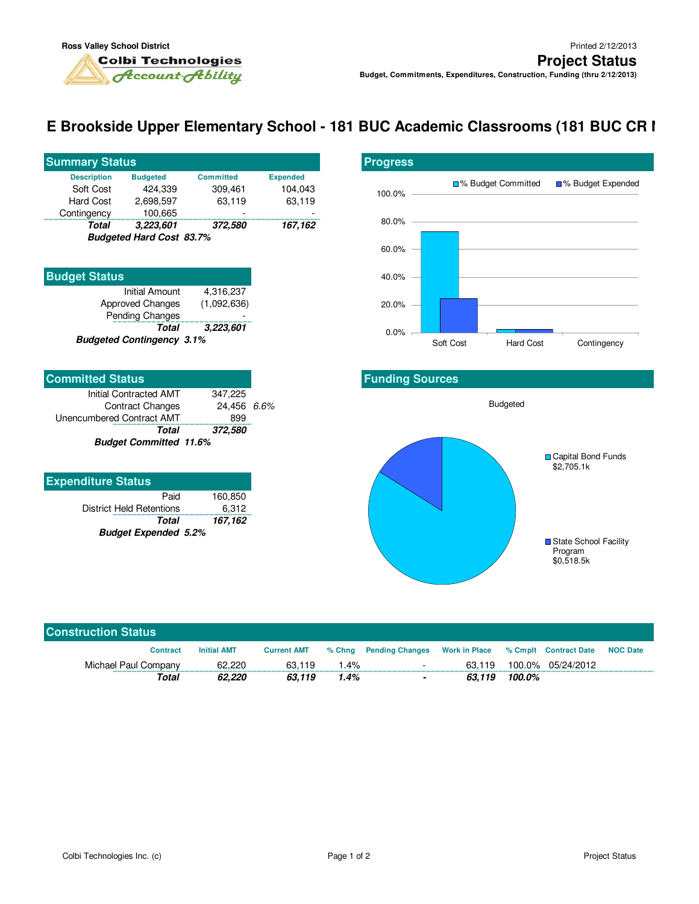Ross Valley School District

Colbi Technologies *Account-Ability*

Printed 2/12/2013

# Project Status

**Budget, Commitments, Expenditures, Construction, Funding (thru 2/12/2013)**

## E Brookside Upper Elementary School - 181 BUC Academic Classrooms (181 BUC CR I

### Summary Status

| Description | Budgeted | Committed | Expended |
|---|---|---|---|
| Soft Cost | 424,339 | 309,461 | 104,043 |
| Hard Cost | 2,698,597 | 63,119 | 63,119 |
| Contingency | 100,665 | - | - |
| ***Total*** | ***3,223,601*** | ***372,580*** | ***167,162*** |

***Budgeted Hard Cost 83.7%***

### Budget Status

| | |
|---|---|
| Initial Amount | 4,316,237 |
| Approved Changes | (1,092,636) |
| Pending Changes | - |
| ***Total*** | ***3,223,601*** |

***Budgeted Contingency 3.1%***

### Committed Status

| | | |
|---|---|---|
| Initial Contracted AMT | 347,225 | |
| Contract Changes | 24,456 | *6.6%* |
| Unencumbered Contract AMT | 899 | |
| ***Total*** | ***372,580*** | |

***Budget Committed 11.6%***

### Expenditure Status

| | |
|---|---|
| Paid | 160,850 |
| District Held Retentions | 6,312 |
| ***Total*** | ***167,162*** |

***Budget Expended 5.2%***

### Progress

% Budget Committed / % Budget Expended

Soft Cost, Hard Cost, Contingency

### Funding Sources

Budgeted

- Capital Bond Funds $2,705.1k
- State School Facility Program $0,518.5k

### Construction Status

| Contract | Initial AMT | Current AMT | % Chng | Pending Changes | Work in Place | % Cmplt | Contract Date | NOC Date |
|---|---|---|---|---|---|---|---|---|
| Michael Paul Company | 62,220 | 63,119 | 1.4% | - | 63,119 | 100.0% | 05/24/2012 | |
| ***Total*** | ***62,220*** | ***63,119*** | ***1.4%*** | ***-*** | ***63,119*** | ***100.0%*** | | |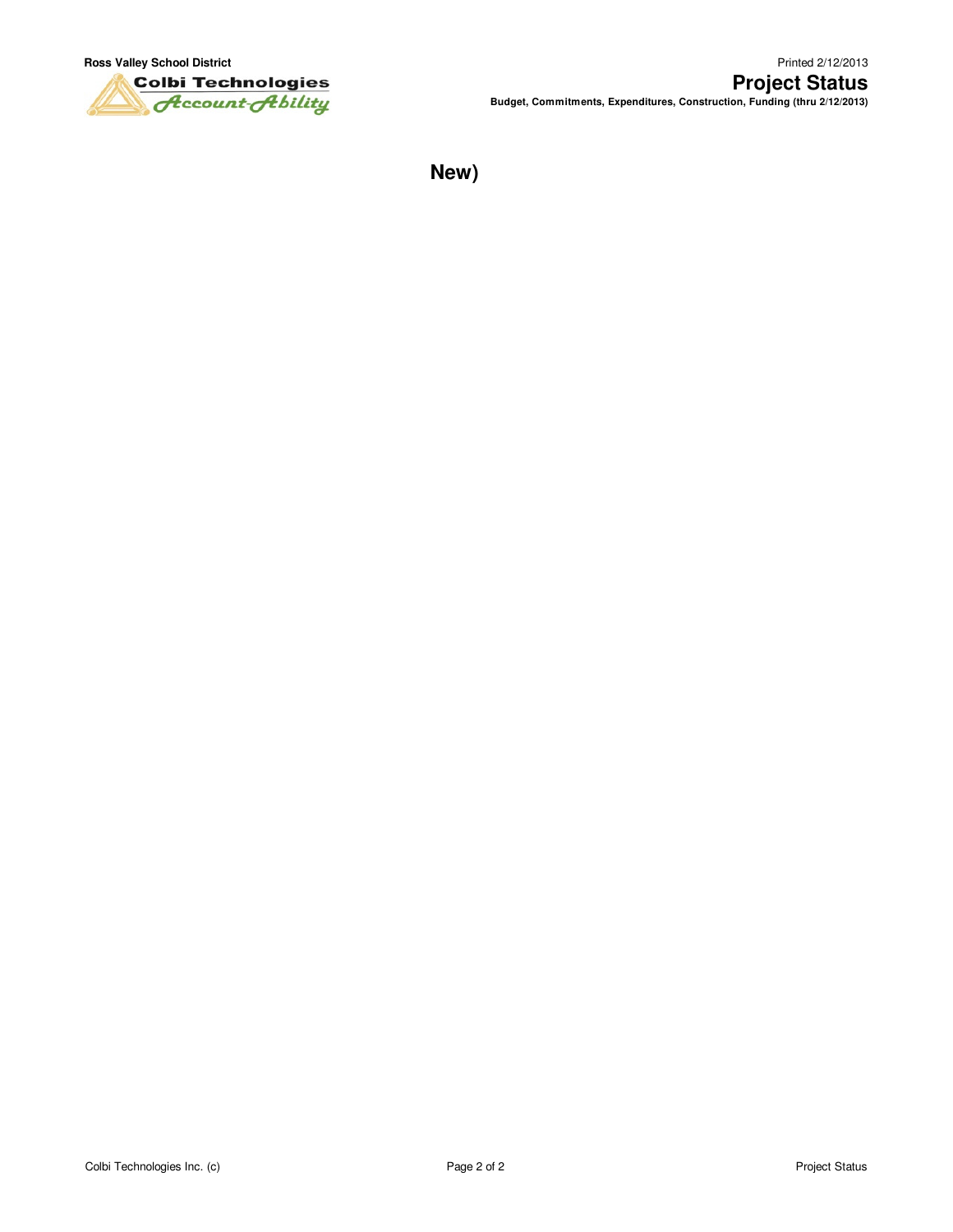**New)**